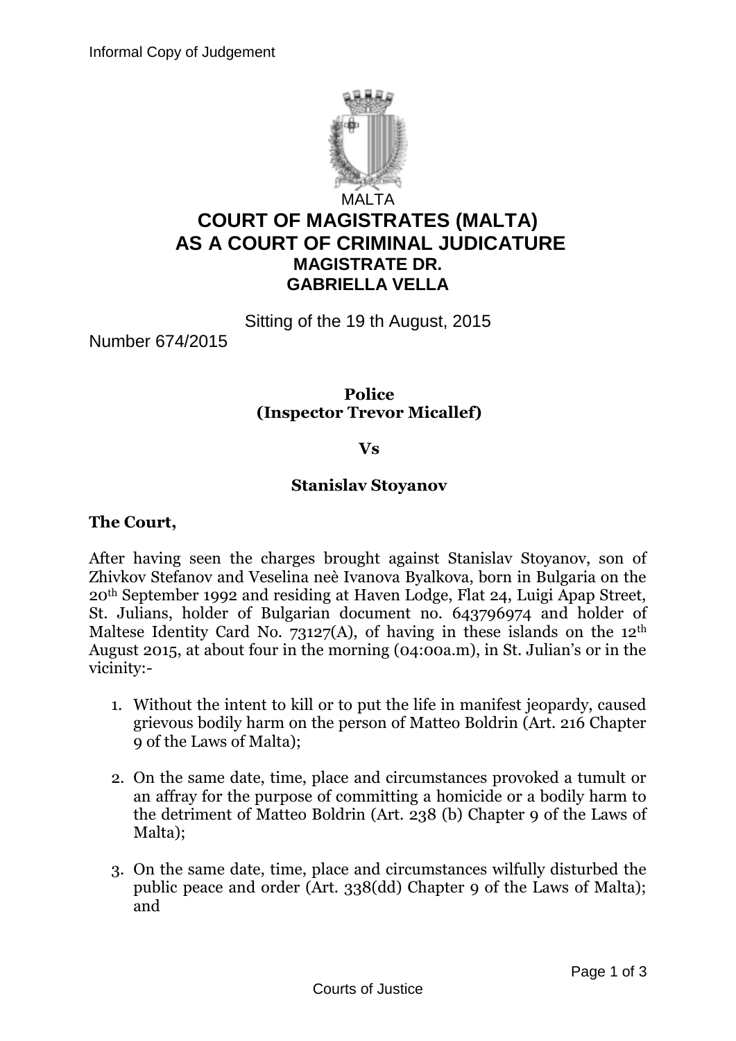Informal Copy of Judgement

MALTA

# COURT OF MAGISTRATES (MALTA)
# AS A COURT OF CRIMINAL JUDICATURE
## MAGISTRATE DR.
## GABRIELLA VELLA

Sitting of the 19 th August, 2015

Number 674/2015

**Police**
**(Inspector Trevor Micallef)**

**Vs**

**Stanislav Stoyanov**

**The Court,**

After having seen the charges brought against Stanislav Stoyanov, son of Zhivkov Stefanov and Veselina neè Ivanova Byalkova, born in Bulgaria on the 20th September 1992 and residing at Haven Lodge, Flat 24, Luigi Apap Street, St. Julians, holder of Bulgarian document no. 643796974 and holder of Maltese Identity Card No. 73127(A), of having in these islands on the 12th August 2015, at about four in the morning (04:00a.m), in St. Julian's or in the vicinity:-

1. Without the intent to kill or to put the life in manifest jeopardy, caused grievous bodily harm on the person of Matteo Boldrin (Art. 216 Chapter 9 of the Laws of Malta);

2. On the same date, time, place and circumstances provoked a tumult or an affray for the purpose of committing a homicide or a bodily harm to the detriment of Matteo Boldrin (Art. 238 (b) Chapter 9 of the Laws of Malta);

3. On the same date, time, place and circumstances wilfully disturbed the public peace and order (Art. 338(dd) Chapter 9 of the Laws of Malta); and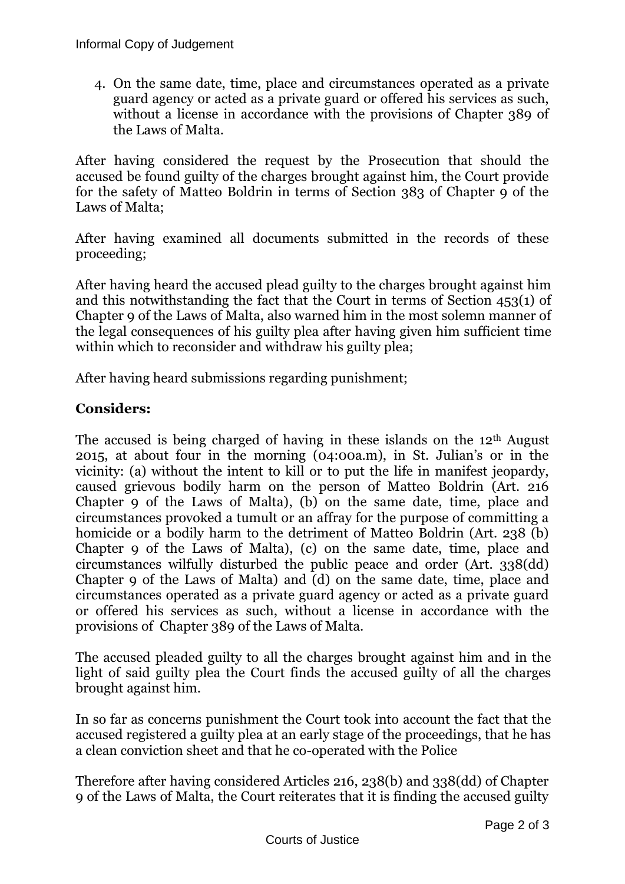4. On the same date, time, place and circumstances operated as a private guard agency or acted as a private guard or offered his services as such, without a license in accordance with the provisions of Chapter 389 of the Laws of Malta.

After having considered the request by the Prosecution that should the accused be found guilty of the charges brought against him, the Court provide for the safety of Matteo Boldrin in terms of Section 383 of Chapter 9 of the Laws of Malta;

After having examined all documents submitted in the records of these proceeding;

After having heard the accused plead guilty to the charges brought against him and this notwithstanding the fact that the Court in terms of Section 453(1) of Chapter 9 of the Laws of Malta, also warned him in the most solemn manner of the legal consequences of his guilty plea after having given him sufficient time within which to reconsider and withdraw his guilty plea;

After having heard submissions regarding punishment;

**Considers:**

The accused is being charged of having in these islands on the 12th August 2015, at about four in the morning (04:00a.m), in St. Julian's or in the vicinity: (a) without the intent to kill or to put the life in manifest jeopardy, caused grievous bodily harm on the person of Matteo Boldrin (Art. 216 Chapter 9 of the Laws of Malta), (b) on the same date, time, place and circumstances provoked a tumult or an affray for the purpose of committing a homicide or a bodily harm to the detriment of Matteo Boldrin (Art. 238 (b) Chapter 9 of the Laws of Malta), (c) on the same date, time, place and circumstances wilfully disturbed the public peace and order (Art. 338(dd) Chapter 9 of the Laws of Malta) and (d) on the same date, time, place and circumstances operated as a private guard agency or acted as a private guard or offered his services as such, without a license in accordance with the provisions of Chapter 389 of the Laws of Malta.

The accused pleaded guilty to all the charges brought against him and in the light of said guilty plea the Court finds the accused guilty of all the charges brought against him.

In so far as concerns punishment the Court took into account the fact that the accused registered a guilty plea at an early stage of the proceedings, that he has a clean conviction sheet and that he co-operated with the Police

Therefore after having considered Articles 216, 238(b) and 338(dd) of Chapter 9 of the Laws of Malta, the Court reiterates that it is finding the accused guilty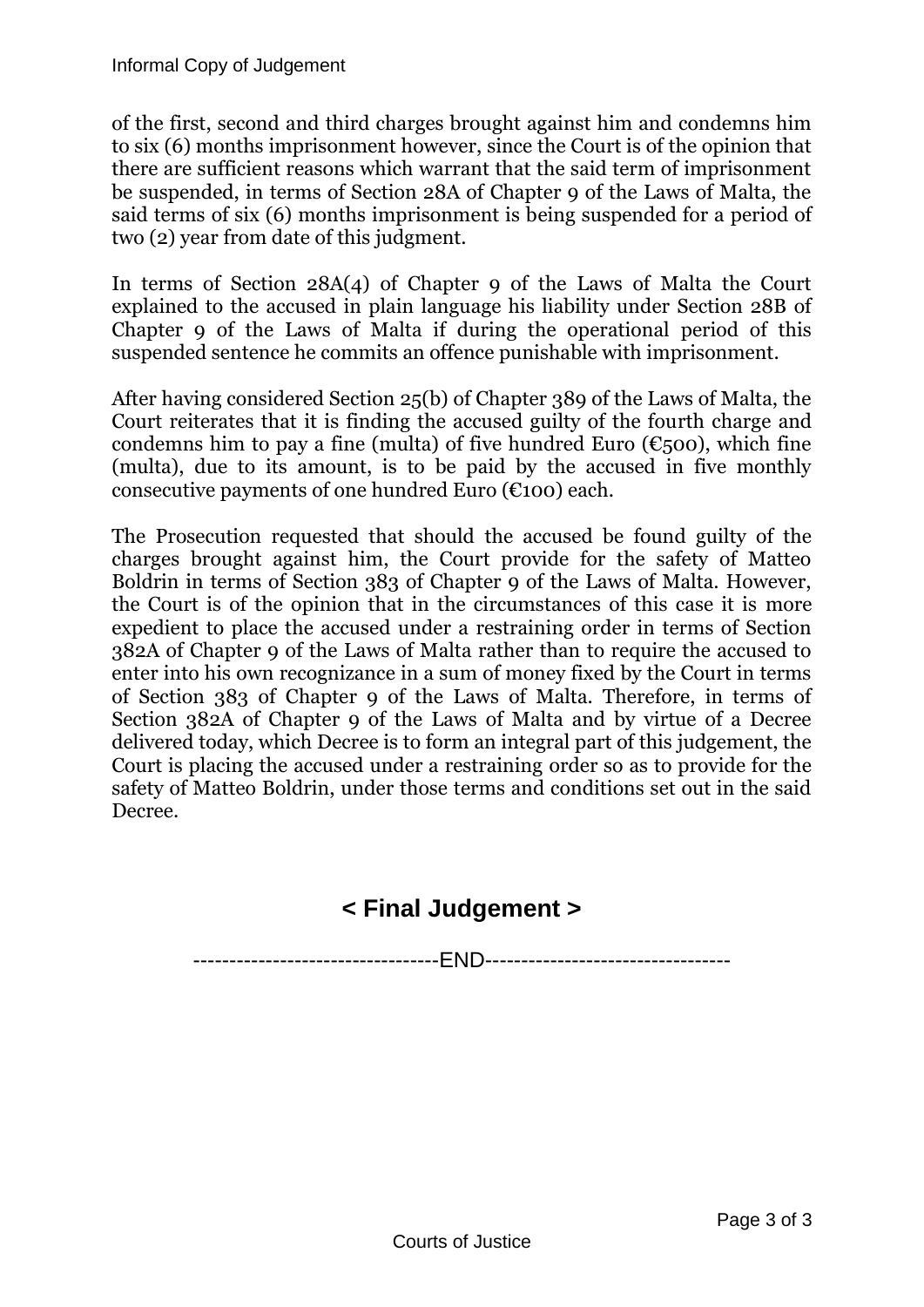of the first, second and third charges brought against him and condemns him to six (6) months imprisonment however, since the Court is of the opinion that there are sufficient reasons which warrant that the said term of imprisonment be suspended, in terms of Section 28A of Chapter 9 of the Laws of Malta, the said terms of six (6) months imprisonment is being suspended for a period of two (2) year from date of this judgment.

In terms of Section 28A(4) of Chapter 9 of the Laws of Malta the Court explained to the accused in plain language his liability under Section 28B of Chapter 9 of the Laws of Malta if during the operational period of this suspended sentence he commits an offence punishable with imprisonment.

After having considered Section 25(b) of Chapter 389 of the Laws of Malta, the Court reiterates that it is finding the accused guilty of the fourth charge and condemns him to pay a fine (multa) of five hundred Euro (€500), which fine (multa), due to its amount, is to be paid by the accused in five monthly consecutive payments of one hundred Euro (€100) each.

The Prosecution requested that should the accused be found guilty of the charges brought against him, the Court provide for the safety of Matteo Boldrin in terms of Section 383 of Chapter 9 of the Laws of Malta. However, the Court is of the opinion that in the circumstances of this case it is more expedient to place the accused under a restraining order in terms of Section 382A of Chapter 9 of the Laws of Malta rather than to require the accused to enter into his own recognizance in a sum of money fixed by the Court in terms of Section 383 of Chapter 9 of the Laws of Malta. Therefore, in terms of Section 382A of Chapter 9 of the Laws of Malta and by virtue of a Decree delivered today, which Decree is to form an integral part of this judgement, the Court is placing the accused under a restraining order so as to provide for the safety of Matteo Boldrin, under those terms and conditions set out in the said Decree.

## < Final Judgement >

---------------------------------END---------------------------------